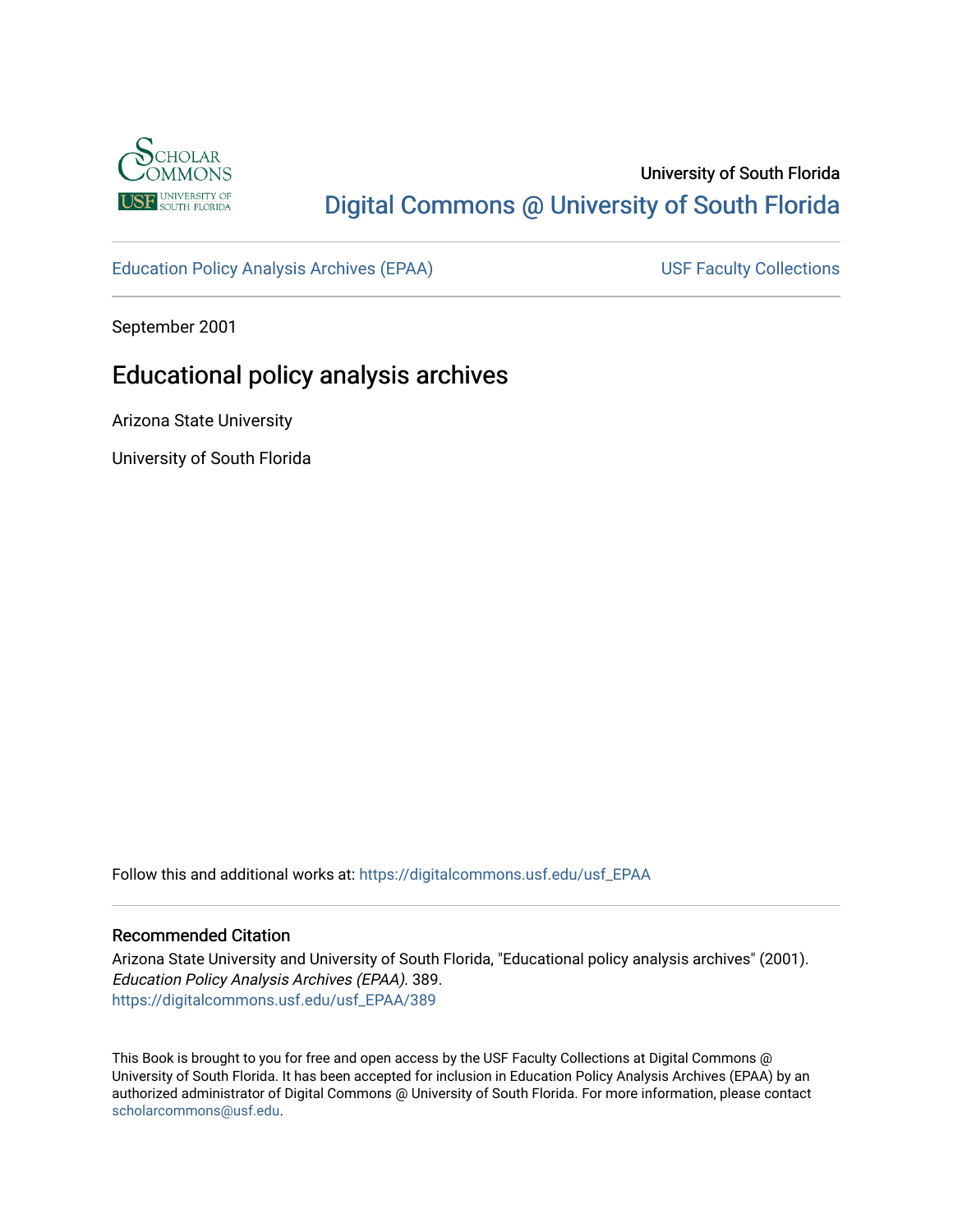University of South Florida

Digital Commons @ University of South Florida

Education Policy Analysis Archives (EPAA)

USF Faculty Collections

September 2001

# Educational policy analysis archives

Arizona State University

University of South Florida

Follow this and additional works at: https://digitalcommons.usf.edu/usf_EPAA

## Recommended Citation

Arizona State University and University of South Florida, "Educational policy analysis archives" (2001). *Education Policy Analysis Archives (EPAA)*. 389.
https://digitalcommons.usf.edu/usf_EPAA/389

This Book is brought to you for free and open access by the USF Faculty Collections at Digital Commons @ University of South Florida. It has been accepted for inclusion in Education Policy Analysis Archives (EPAA) by an authorized administrator of Digital Commons @ University of South Florida. For more information, please contact scholarcommons@usf.edu.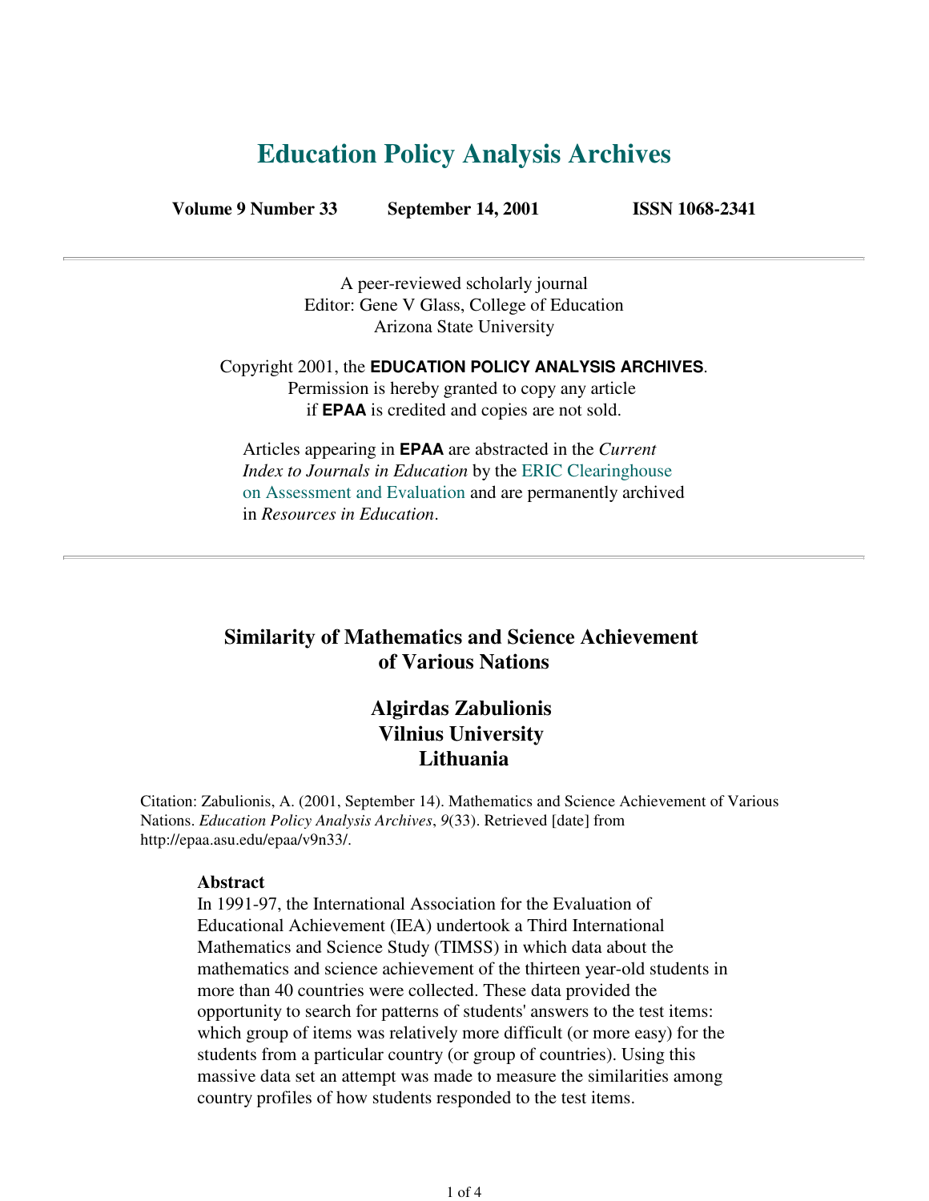# Education Policy Analysis Archives

**Volume 9 Number 33 September 14, 2001 ISSN 1068-2341**

---

A peer-reviewed scholarly journal
Editor: Gene V Glass, College of Education
Arizona State University

Copyright 2001, the **EDUCATION POLICY ANALYSIS ARCHIVES**.
Permission is hereby granted to copy any article
if **EPAA** is credited and copies are not sold.

Articles appearing in **EPAA** are abstracted in the *Current Index to Journals in Education* by the ERIC Clearinghouse on Assessment and Evaluation and are permanently archived in *Resources in Education*.

---

## Similarity of Mathematics and Science Achievement of Various Nations

### Algirdas Zabulionis
### Vilnius University
### Lithuania

Citation: Zabulionis, A. (2001, September 14). Mathematics and Science Achievement of Various Nations. *Education Policy Analysis Archives*, *9*(33). Retrieved [date] from http://epaa.asu.edu/epaa/v9n33/.

**Abstract**

In 1991-97, the International Association for the Evaluation of Educational Achievement (IEA) undertook a Third International Mathematics and Science Study (TIMSS) in which data about the mathematics and science achievement of the thirteen year-old students in more than 40 countries were collected. These data provided the opportunity to search for patterns of students' answers to the test items: which group of items was relatively more difficult (or more easy) for the students from a particular country (or group of countries). Using this massive data set an attempt was made to measure the similarities among country profiles of how students responded to the test items.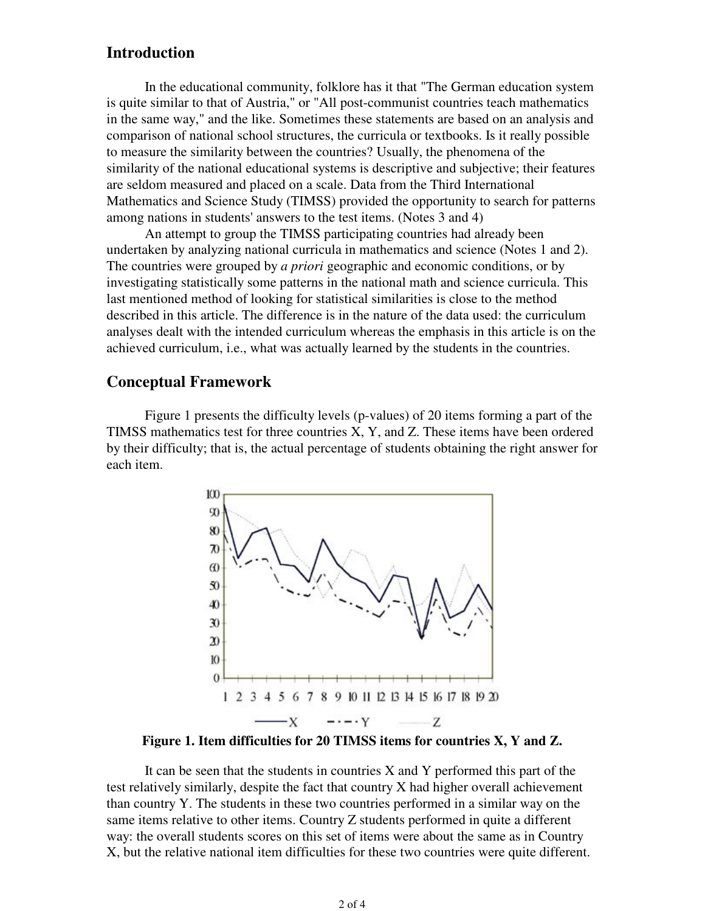## Introduction

In the educational community, folklore has it that "The German education system is quite similar to that of Austria," or "All post-communist countries teach mathematics in the same way," and the like. Sometimes these statements are based on an analysis and comparison of national school structures, the curricula or textbooks. Is it really possible to measure the similarity between the countries? Usually, the phenomena of the similarity of the national educational systems is descriptive and subjective; their features are seldom measured and placed on a scale. Data from the Third International Mathematics and Science Study (TIMSS) provided the opportunity to search for patterns among nations in students' answers to the test items. (Notes 3 and 4)

An attempt to group the TIMSS participating countries had already been undertaken by analyzing national curricula in mathematics and science (Notes 1 and 2). The countries were grouped by *a priori* geographic and economic conditions, or by investigating statistically some patterns in the national math and science curricula. This last mentioned method of looking for statistical similarities is close to the method described in this article. The difference is in the nature of the data used: the curriculum analyses dealt with the intended curriculum whereas the emphasis in this article is on the achieved curriculum, i.e., what was actually learned by the students in the countries.

## Conceptual Framework

Figure 1 presents the difficulty levels (p-values) of 20 items forming a part of the TIMSS mathematics test for three countries X, Y, and Z. These items have been ordered by their difficulty; that is, the actual percentage of students obtaining the right answer for each item.

**Figure 1. Item difficulties for 20 TIMSS items for countries X, Y and Z.**

It can be seen that the students in countries X and Y performed this part of the test relatively similarly, despite the fact that country X had higher overall achievement than country Y. The students in these two countries performed in a similar way on the same items relative to other items. Country Z students performed in quite a different way: the overall students scores on this set of items were about the same as in Country X, but the relative national item difficulties for these two countries were quite different.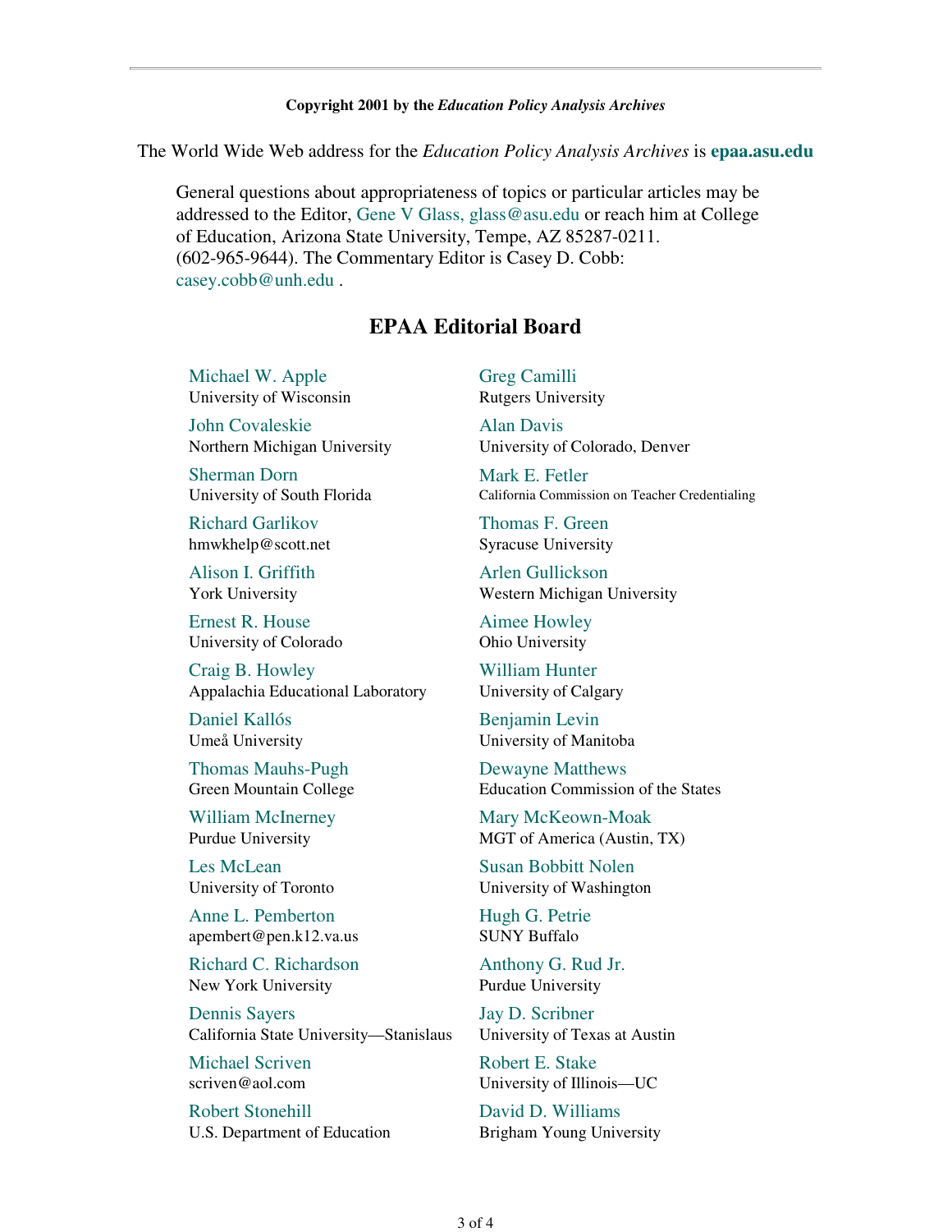**Copyright 2001 by the *Education Policy Analysis Archives***

The World Wide Web address for the *Education Policy Analysis Archives* is **epaa.asu.edu**

General questions about appropriateness of topics or particular articles may be addressed to the Editor, Gene V Glass, glass@asu.edu or reach him at College of Education, Arizona State University, Tempe, AZ 85287-0211. (602-965-9644). The Commentary Editor is Casey D. Cobb: casey.cobb@unh.edu .

## EPAA Editorial Board

Michael W. Apple
University of Wisconsin

Greg Camilli
Rutgers University

John Covaleskie
Northern Michigan University

Alan Davis
University of Colorado, Denver

Sherman Dorn
University of South Florida

Mark E. Fetler
California Commission on Teacher Credentialing

Richard Garlikov
hmwkhelp@scott.net

Thomas F. Green
Syracuse University

Alison I. Griffith
York University

Arlen Gullickson
Western Michigan University

Ernest R. House
University of Colorado

Aimee Howley
Ohio University

Craig B. Howley
Appalachia Educational Laboratory

William Hunter
University of Calgary

Daniel Kallós
Umeå University

Benjamin Levin
University of Manitoba

Thomas Mauhs-Pugh
Green Mountain College

Dewayne Matthews
Education Commission of the States

William McInerney
Purdue University

Mary McKeown-Moak
MGT of America (Austin, TX)

Les McLean
University of Toronto

Susan Bobbitt Nolen
University of Washington

Anne L. Pemberton
apembert@pen.k12.va.us

Hugh G. Petrie
SUNY Buffalo

Richard C. Richardson
New York University

Anthony G. Rud Jr.
Purdue University

Dennis Sayers
California State University—Stanislaus

Jay D. Scribner
University of Texas at Austin

Michael Scriven
scriven@aol.com

Robert E. Stake
University of Illinois—UC

Robert Stonehill
U.S. Department of Education

David D. Williams
Brigham Young University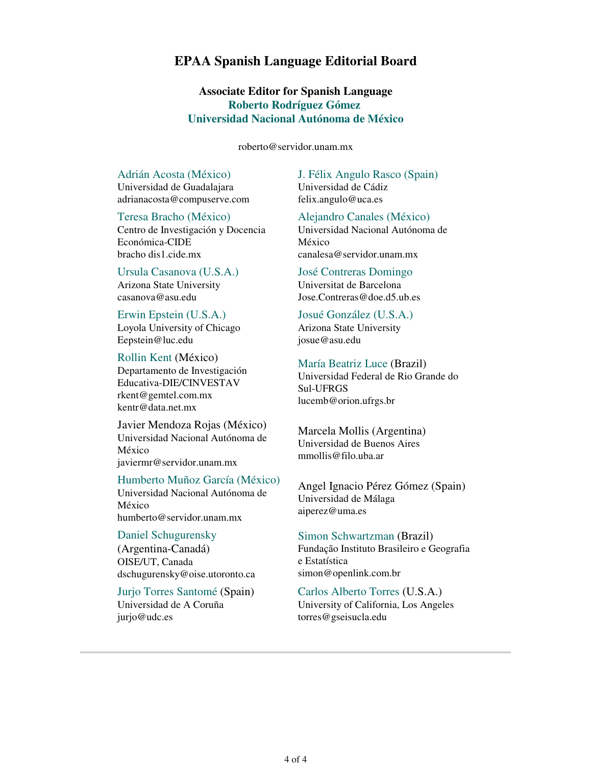# EPAA Spanish Language Editorial Board

**Associate Editor for Spanish Language**
**Roberto Rodríguez Gómez**
**Universidad Nacional Autónoma de México**

roberto@servidor.unam.mx

Adrián Acosta (México)
Universidad de Guadalajara
adrianacosta@compuserve.com

J. Félix Angulo Rasco (Spain)
Universidad de Cádiz
felix.angulo@uca.es

Teresa Bracho (México)
Centro de Investigación y Docencia Económica-CIDE
bracho dis1.cide.mx

Alejandro Canales (México)
Universidad Nacional Autónoma de México
canalesa@servidor.unam.mx

Ursula Casanova (U.S.A.)
Arizona State University
casanova@asu.edu

José Contreras Domingo
Universitat de Barcelona
Jose.Contreras@doe.d5.ub.es

Erwin Epstein (U.S.A.)
Loyola University of Chicago
Eepstein@luc.edu

Josué González (U.S.A.)
Arizona State University
josue@asu.edu

Rollin Kent (México)
Departamento de Investigación Educativa-DIE/CINVESTAV
rkent@gemtel.com.mx
kentr@data.net.mx

María Beatriz Luce (Brazil)
Universidad Federal de Rio Grande do Sul-UFRGS
lucemb@orion.ufrgs.br

Javier Mendoza Rojas (México)
Universidad Nacional Autónoma de México
javiermr@servidor.unam.mx

Marcela Mollis (Argentina)
Universidad de Buenos Aires
mmollis@filo.uba.ar

Humberto Muñoz García (México)
Universidad Nacional Autónoma de México
humberto@servidor.unam.mx

Angel Ignacio Pérez Gómez (Spain)
Universidad de Málaga
aiperez@uma.es

Daniel Schugurensky (Argentina-Canadá)
OISE/UT, Canada
dschugurensky@oise.utoronto.ca

Simon Schwartzman (Brazil)
Fundação Instituto Brasileiro e Geografia e Estatística
simon@openlink.com.br

Jurjo Torres Santomé (Spain)
Universidad de A Coruña
jurjo@udc.es

Carlos Alberto Torres (U.S.A.)
University of California, Los Angeles
torres@gseisucla.edu